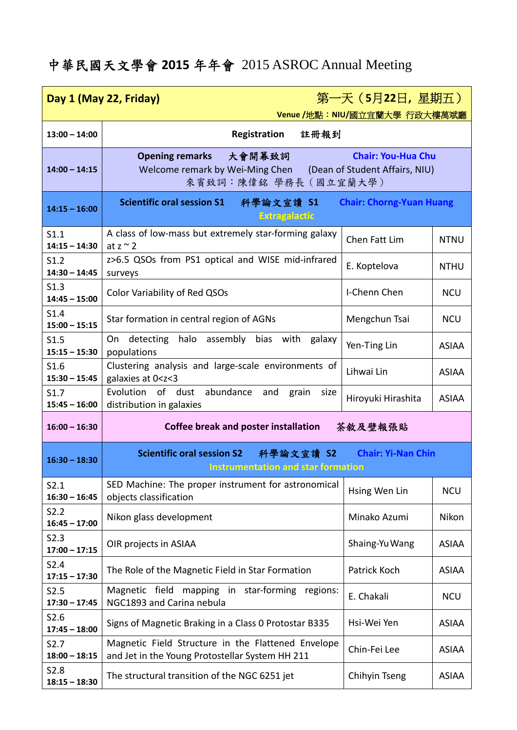# 中華民國天文學會 2015 年年會 2015 ASROC Annual Meeting

| **Day 1 (May 22, Friday)** 第一天（5月22日，星期五） Venue /地點：NIU/國立宜蘭大學 行政大樓萬斌廳 | | | |
|---|---|---|---|
| **13:00 – 14:00** | **Registration** 註冊報到 | | |
| **14:00 – 14:15** | **Opening remarks** 大會開幕致詞 **Chair: You-Hua Chu**<br>Welcome remark by Wei-Ming Chen (Dean of Student Affairs, NIU)<br>來賓致詞：陳偉銘 學務長（國立宜蘭大學） | | |
| **14:15 – 16:00** | **Scientific oral session S1** 科學論文宣讀 **S1** **Chair: Chorng-Yuan Huang**<br>**Extragalactic** | | |
| S1.1<br>**14:15 – 14:30** | A class of low-mass but extremely star-forming galaxy at z ~ 2 | Chen Fatt Lim | NTNU |
| S1.2<br>**14:30 – 14:45** | z>6.5 QSOs from PS1 optical and WISE mid-infrared surveys | E. Koptelova | NTHU |
| S1.3<br>**14:45 – 15:00** | Color Variability of Red QSOs | I-Chenn Chen | NCU |
| S1.4<br>**15:00 – 15:15** | Star formation in central region of AGNs | Mengchun Tsai | NCU |
| S1.5<br>**15:15 – 15:30** | On detecting halo assembly bias with galaxy populations | Yen-Ting Lin | ASIAA |
| S1.6<br>**15:30 – 15:45** | Clustering analysis and large-scale environments of galaxies at 0<z<3 | Lihwai Lin | ASIAA |
| S1.7<br>**15:45 – 16:00** | Evolution of dust abundance and grain size distribution in galaxies | Hiroyuki Hirashita | ASIAA |
| **16:00 – 16:30** | **Coffee break and poster installation** 茶敘及壁報張貼 | | |
| **16:30 – 18:30** | **Scientific oral session S2** 科學論文宣讀 **S2** **Chair: Yi-Nan Chin**<br>**Instrumentation and star formation** | | |
| S2.1<br>**16:30 – 16:45** | SED Machine: The proper instrument for astronomical objects classification | Hsing Wen Lin | NCU |
| S2.2<br>**16:45 – 17:00** | Nikon glass development | Minako Azumi | Nikon |
| S2.3<br>**17:00 – 17:15** | OIR projects in ASIAA | Shaing-Yu Wang | ASIAA |
| S2.4<br>**17:15 – 17:30** | The Role of the Magnetic Field in Star Formation | Patrick Koch | ASIAA |
| S2.5<br>**17:30 – 17:45** | Magnetic field mapping in star-forming regions: NGC1893 and Carina nebula | E. Chakali | NCU |
| S2.6<br>**17:45 – 18:00** | Signs of Magnetic Braking in a Class 0 Protostar B335 | Hsi-Wei Yen | ASIAA |
| S2.7<br>**18:00 – 18:15** | Magnetic Field Structure in the Flattened Envelope and Jet in the Young Protostellar System HH 211 | Chin-Fei Lee | ASIAA |
| S2.8<br>**18:15 – 18:30** | The structural transition of the NGC 6251 jet | Chihyin Tseng | ASIAA |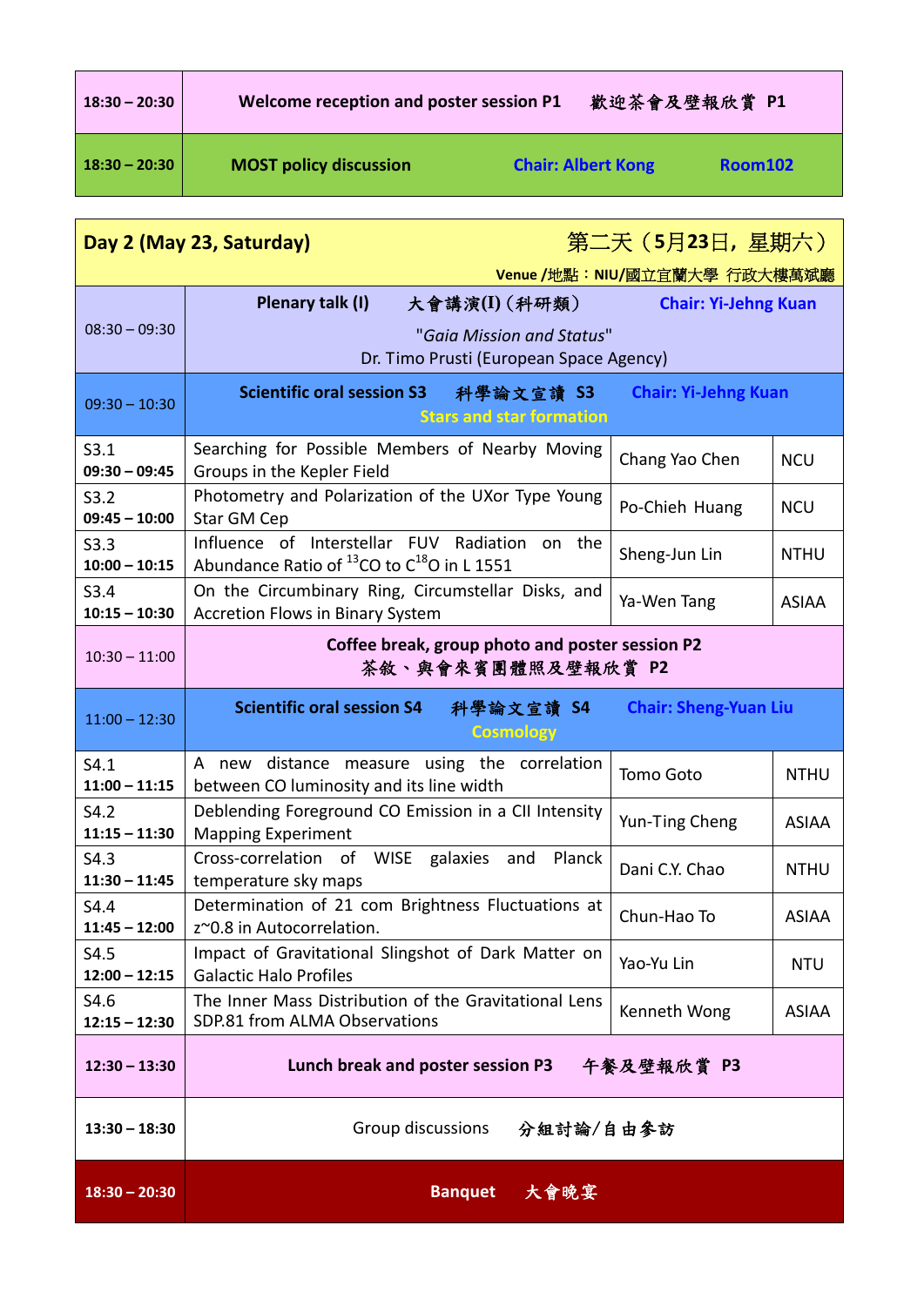| | | | |
|---|---|---|---|
| 18:30 – 20:30 | Welcome reception and poster session P1　歡迎茶會及壁報欣賞 P1 | | |
| 18:30 – 20:30 | MOST policy discussion | Chair: Albert Kong | Room102 |

| Day 2 (May 23, Saturday) | 第二天（5月23日，星期六）<br>Venue /地點：NIU/國立宜蘭大學 行政大樓萬斌廳 | | |
|---|---|---|---|
| 08:30 – 09:30 | **Plenary talk (I)**　大會講演(I)（科研類）　Chair: Yi-Jehng Kuan<br>"*Gaia Mission and Status*"<br>Dr. Timo Prusti (European Space Agency) | | |
| 09:30 – 10:30 | **Scientific oral session S3**　科學論文宣讀 S3　Chair: Yi-Jehng Kuan<br>Stars and star formation | | |
| S3.1<br>09:30 – 09:45 | Searching for Possible Members of Nearby Moving Groups in the Kepler Field | Chang Yao Chen | NCU |
| S3.2<br>09:45 – 10:00 | Photometry and Polarization of the UXor Type Young Star GM Cep | Po-Chieh Huang | NCU |
| S3.3<br>10:00 – 10:15 | Influence of Interstellar FUV Radiation on the Abundance Ratio of $^{13}CO$ to $C^{18}O$ in L 1551 | Sheng-Jun Lin | NTHU |
| S3.4<br>10:15 – 10:30 | On the Circumbinary Ring, Circumstellar Disks, and Accretion Flows in Binary System | Ya-Wen Tang | ASIAA |
| 10:30 – 11:00 | **Coffee break, group photo and poster session P2**<br>茶敘、與會來賓團體照及壁報欣賞 P2 | | |
| 11:00 – 12:30 | **Scientific oral session S4**　科學論文宣讀 S4　Chair: Sheng-Yuan Liu<br>Cosmology | | |
| S4.1<br>11:00 – 11:15 | A new distance measure using the correlation between CO luminosity and its line width | Tomo Goto | NTHU |
| S4.2<br>11:15 – 11:30 | Deblending Foreground CO Emission in a CII Intensity Mapping Experiment | Yun-Ting Cheng | ASIAA |
| S4.3<br>11:30 – 11:45 | Cross-correlation of WISE galaxies and Planck temperature sky maps | Dani C.Y. Chao | NTHU |
| S4.4<br>11:45 – 12:00 | Determination of 21 com Brightness Fluctuations at z~0.8 in Autocorrelation. | Chun-Hao To | ASIAA |
| S4.5<br>12:00 – 12:15 | Impact of Gravitational Slingshot of Dark Matter on Galactic Halo Profiles | Yao-Yu Lin | NTU |
| S4.6<br>12:15 – 12:30 | The Inner Mass Distribution of the Gravitational Lens SDP.81 from ALMA Observations | Kenneth Wong | ASIAA |
| 12:30 – 13:30 | **Lunch break and poster session P3**　午餐及壁報欣賞 P3 | | |
| 13:30 – 18:30 | Group discussions　分組討論/自由參訪 | | |
| 18:30 – 20:30 | **Banquet**　大會晚宴 | | |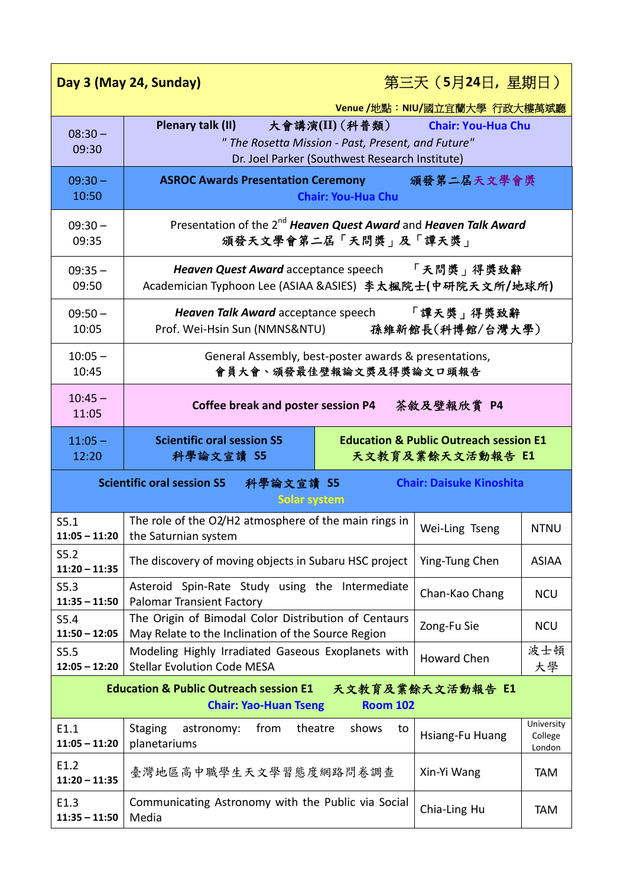## Day 3 (May 24, Sunday) 第三天（5月24日，星期日）

Venue /地點：NIU/國立宜蘭大學 行政大樓萬斌廳

| Time | Program |
|---|---|
| 08:30 – 09:30 | **Plenary talk (II)** **大會講演(II)（科普類）** **Chair: You-Hua Chu**<br>*" The Rosetta Mission - Past, Present, and Future"*<br>Dr. Joel Parker (Southwest Research Institute) |
| 09:30 – 10:50 | **ASROC Awards Presentation Ceremony** **頒發第二屆天文學會獎**<br>**Chair: You-Hua Chu** |
| 09:30 – 09:35 | Presentation of the 2nd ***Heaven Quest Award*** and ***Heaven Talk Award***<br>頒發天文學會第二屆「天問獎」及「譚天獎」 |
| 09:35 – 09:50 | ***Heaven Quest Award*** acceptance speech 「天問獎」得獎致辭<br>Academician Typhoon Lee (ASIAA &ASIES) 李太楓院士(中研院天文所/地球所) |
| 09:50 – 10:05 | ***Heaven Talk Award*** acceptance speech 「譚天獎」得獎致辭<br>Prof. Wei-Hsin Sun (NMNS&NTU) 孫維新館長(科博館/台灣大學) |
| 10:05 – 10:45 | General Assembly, best-poster awards & presentations,<br>會員大會、頒發最佳壁報論文獎及得獎論文口頭報告 |
| 10:45 – 11:05 | **Coffee break and poster session P4** **茶敘及壁報欣賞 P4** |
| 11:05 – 12:20 | **Scientific oral session S5** **科學論文宣讀 S5** / **Education & Public Outreach session E1** **天文教育及業餘天文活動報告 E1** |

### Scientific oral session S5 科學論文宣讀 S5 — Chair: Daisuke Kinoshita

**Solar system**

| Session | Title | Speaker | Affiliation |
|---|---|---|---|
| S5.1<br>**11:05 – 11:20** | The role of the O2/H2 atmosphere of the main rings in the Saturnian system | Wei-Ling Tseng | NTNU |
| S5.2<br>**11:20 – 11:35** | The discovery of moving objects in Subaru HSC project | Ying-Tung Chen | ASIAA |
| S5.3<br>**11:35 – 11:50** | Asteroid Spin-Rate Study using the Intermediate Palomar Transient Factory | Chan-Kao Chang | NCU |
| S5.4<br>**11:50 – 12:05** | The Origin of Bimodal Color Distribution of Centaurs May Relate to the Inclination of the Source Region | Zong-Fu Sie | NCU |
| S5.5<br>**12:05 – 12:20** | Modeling Highly Irradiated Gaseous Exoplanets with Stellar Evolution Code MESA | Howard Chen | 波士頓大學 |

### Education & Public Outreach session E1 天文教育及業餘天文活動報告 E1 — Chair: Yao-Huan Tseng, Room 102

| Session | Title | Speaker | Affiliation |
|---|---|---|---|
| E1.1<br>**11:05 – 11:20** | Staging astronomy: from theatre shows to planetariums | Hsiang-Fu Huang | University College London |
| E1.2<br>**11:20 – 11:35** | 臺灣地區高中職學生天文學習態度網路問卷調查 | Xin-Yi Wang | TAM |
| E1.3<br>**11:35 – 11:50** | Communicating Astronomy with the Public via Social Media | Chia-Ling Hu | TAM |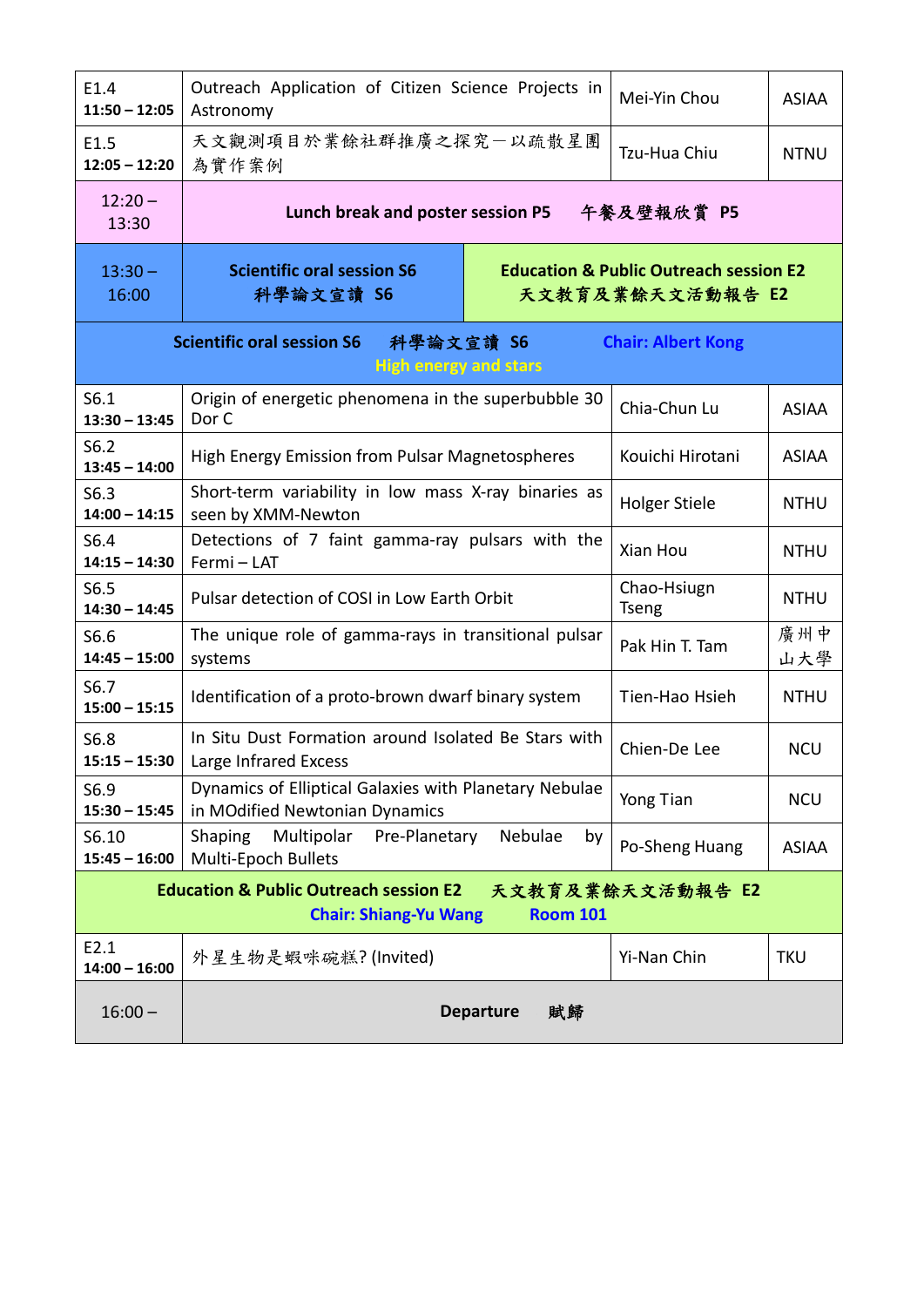| | | | |
|---|---|---|---|
| E1.4 **11:50 – 12:05** | Outreach Application of Citizen Science Projects in Astronomy | Mei-Yin Chou | ASIAA |
| E1.5 **12:05 – 12:20** | 天文觀測項目於業餘社群推廣之探究－以疏散星團為實作案例 | Tzu-Hua Chiu | NTNU |
| 12:20 – 13:30 | **Lunch break and poster session P5 午餐及壁報欣賞 P5** | | |
| 13:30 – 16:00 | **Scientific oral session S6 科學論文宣讀 S6** | **Education & Public Outreach session E2 天文教育及業餘天文活動報告 E2** | |
| **Scientific oral session S6 科學論文宣讀 S6 Chair: Albert Kong High energy and stars** | | | |
| S6.1 **13:30 – 13:45** | Origin of energetic phenomena in the superbubble 30 Dor C | Chia-Chun Lu | ASIAA |
| S6.2 **13:45 – 14:00** | High Energy Emission from Pulsar Magnetospheres | Kouichi Hirotani | ASIAA |
| S6.3 **14:00 – 14:15** | Short-term variability in low mass X-ray binaries as seen by XMM-Newton | Holger Stiele | NTHU |
| S6.4 **14:15 – 14:30** | Detections of 7 faint gamma-ray pulsars with the Fermi – LAT | Xian Hou | NTHU |
| S6.5 **14:30 – 14:45** | Pulsar detection of COSI in Low Earth Orbit | Chao-Hsiugn Tseng | NTHU |
| S6.6 **14:45 – 15:00** | The unique role of gamma-rays in transitional pulsar systems | Pak Hin T. Tam | 廣州中山大學 |
| S6.7 **15:00 – 15:15** | Identification of a proto-brown dwarf binary system | Tien-Hao Hsieh | NTHU |
| S6.8 **15:15 – 15:30** | In Situ Dust Formation around Isolated Be Stars with Large Infrared Excess | Chien-De Lee | NCU |
| S6.9 **15:30 – 15:45** | Dynamics of Elliptical Galaxies with Planetary Nebulae in MOdified Newtonian Dynamics | Yong Tian | NCU |
| S6.10 **15:45 – 16:00** | Shaping Multipolar Pre-Planetary Nebulae by Multi-Epoch Bullets | Po-Sheng Huang | ASIAA |
| **Education & Public Outreach session E2 天文教育及業餘天文活動報告 E2 Chair: Shiang-Yu Wang Room 101** | | | |
| E2.1 **14:00 – 16:00** | 外星生物是蝦咪碗糕? (Invited) | Yi-Nan Chin | TKU |
| 16:00 – | **Departure 賦歸** | | |